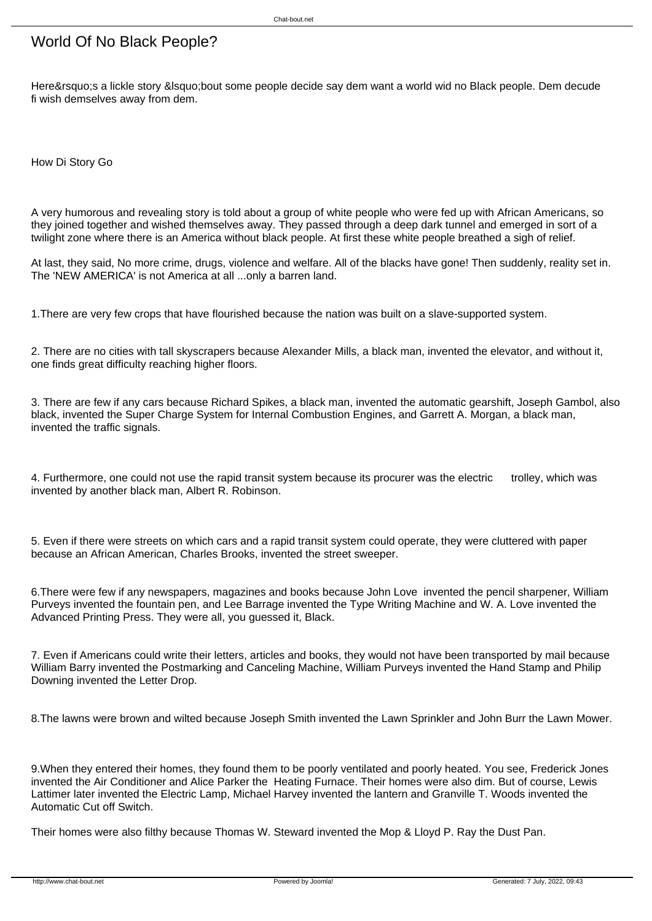# World Of No Black People?

Here&rsquo;s a lickle story &lsquo;bout some people decide say dem want a world wid no Black people. Dem decude fi wish demselves away from dem.

How Di Story Go

A very humorous and revealing story is told about a group of white people who were fed up with African Americans, so they joined together and wished themselves away. They passed through a deep dark tunnel and emerged in sort of a twilight zone where there is an America without black people. At first these white people breathed a sigh of relief.

At last, they said, No more crime, drugs, violence and welfare. All of the blacks have gone! Then suddenly, reality set in. The 'NEW AMERICA' is not America at all ...only a barren land.

1.There are very few crops that have flourished because the nation was built on a slave-supported system.

2. There are no cities with tall skyscrapers because Alexander Mills, a black man, invented the elevator, and without it, one finds great difficulty reaching higher floors.

3. There are few if any cars because Richard Spikes, a black man, invented the automatic gearshift, Joseph Gambol, also black, invented the Super Charge System for Internal Combustion Engines, and Garrett A. Morgan, a black man, invented the traffic signals.

4. Furthermore, one could not use the rapid transit system because its procurer was the electric trolley, which was invented by another black man, Albert R. Robinson.

5. Even if there were streets on which cars and a rapid transit system could operate, they were cluttered with paper because an African American, Charles Brooks, invented the street sweeper.

6.There were few if any newspapers, magazines and books because John Love invented the pencil sharpener, William Purveys invented the fountain pen, and Lee Barrage invented the Type Writing Machine and W. A. Love invented the Advanced Printing Press. They were all, you guessed it, Black.

7. Even if Americans could write their letters, articles and books, they would not have been transported by mail because William Barry invented the Postmarking and Canceling Machine, William Purveys invented the Hand Stamp and Philip Downing invented the Letter Drop.

8.The lawns were brown and wilted because Joseph Smith invented the Lawn Sprinkler and John Burr the Lawn Mower.

9.When they entered their homes, they found them to be poorly ventilated and poorly heated. You see, Frederick Jones invented the Air Conditioner and Alice Parker the Heating Furnace. Their homes were also dim. But of course, Lewis Lattimer later invented the Electric Lamp, Michael Harvey invented the lantern and Granville T. Woods invented the Automatic Cut off Switch.

Their homes were also filthy because Thomas W. Steward invented the Mop & Lloyd P. Ray the Dust Pan.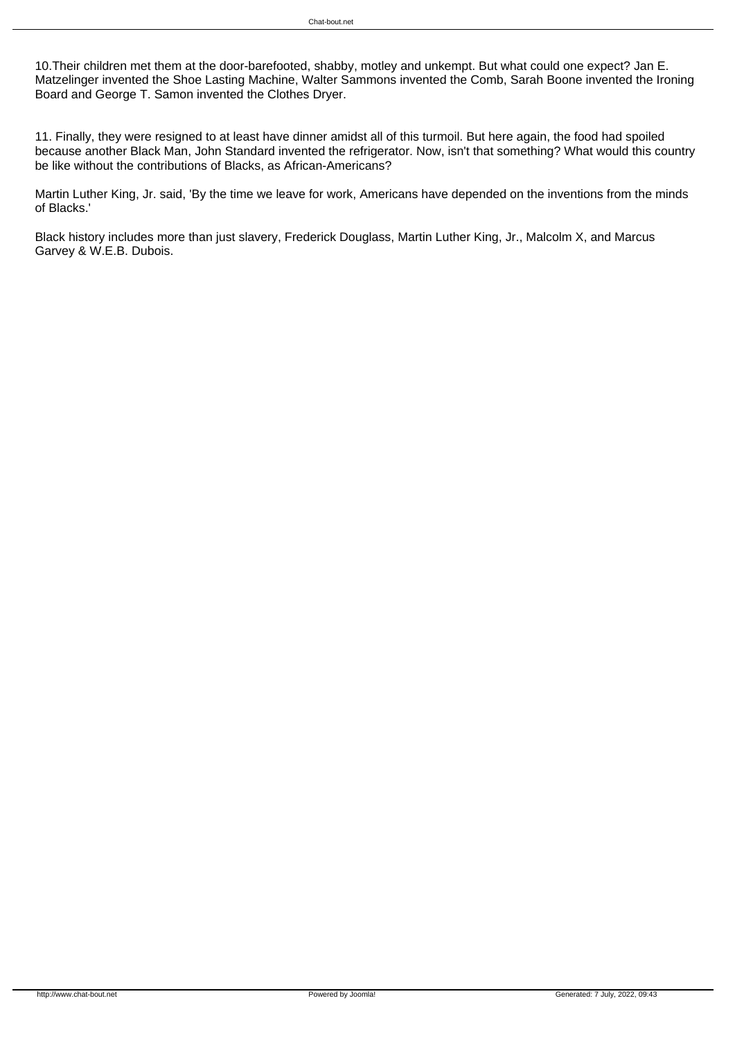10.Their children met them at the door-barefooted, shabby, motley and unkempt. But what could one expect? Jan E. Matzelinger invented the Shoe Lasting Machine, Walter Sammons invented the Comb, Sarah Boone invented the Ironing Board and George T. Samon invented the Clothes Dryer.

11. Finally, they were resigned to at least have dinner amidst all of this turmoil. But here again, the food had spoiled because another Black Man, John Standard invented the refrigerator. Now, isn't that something? What would this country be like without the contributions of Blacks, as African-Americans?

Martin Luther King, Jr. said, 'By the time we leave for work, Americans have depended on the inventions from the minds of Blacks.'

Black history includes more than just slavery, Frederick Douglass, Martin Luther King, Jr., Malcolm X, and Marcus Garvey & W.E.B. Dubois.